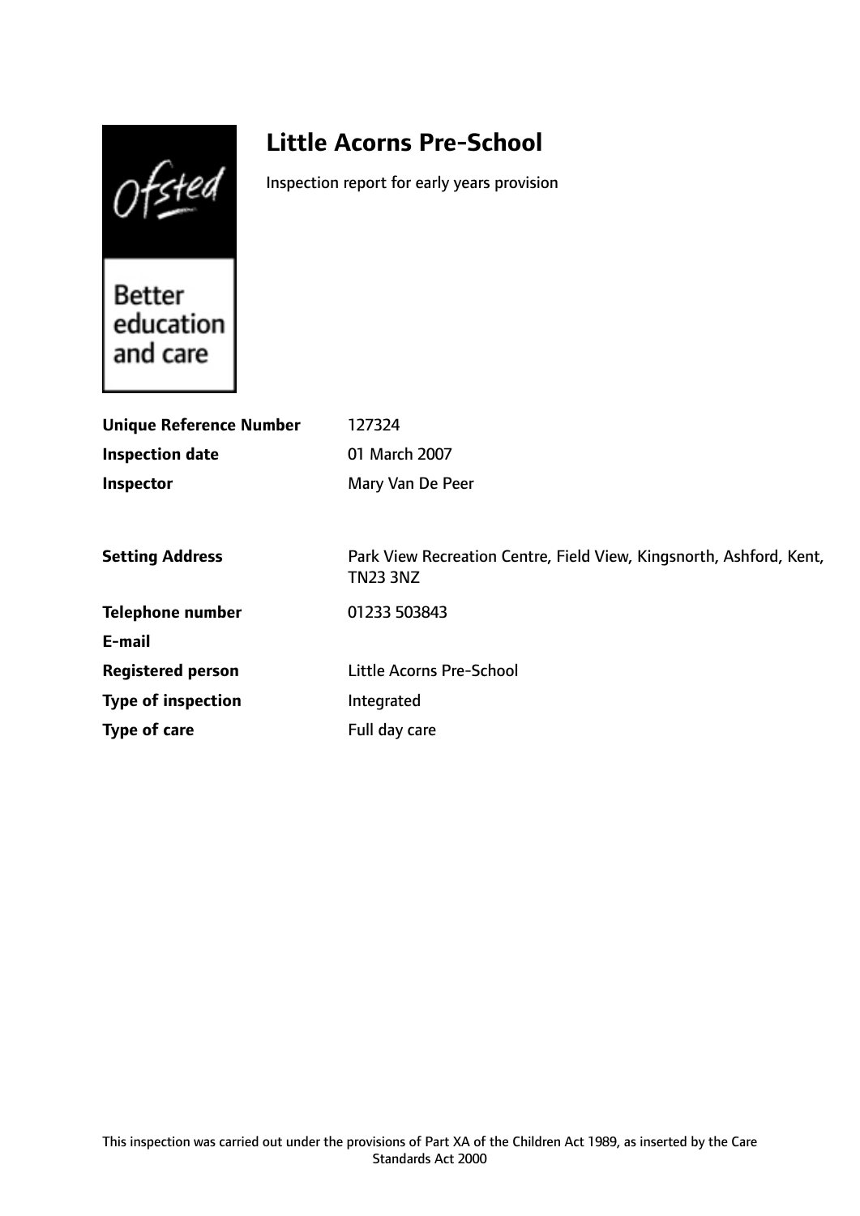# Little Acorns Pre-School

Inspection report for early years provision

| | |
|---|---|
| **Unique Reference Number** | 127324 |
| **Inspection date** | 01 March 2007 |
| **Inspector** | Mary Van De Peer |
| | |
| **Setting Address** | Park View Recreation Centre, Field View, Kingsnorth, Ashford, Kent, TN23 3NZ |
| **Telephone number** | 01233 503843 |
| **E-mail** | |
| **Registered person** | Little Acorns Pre-School |
| **Type of inspection** | Integrated |
| **Type of care** | Full day care |

This inspection was carried out under the provisions of Part XA of the Children Act 1989, as inserted by the Care Standards Act 2000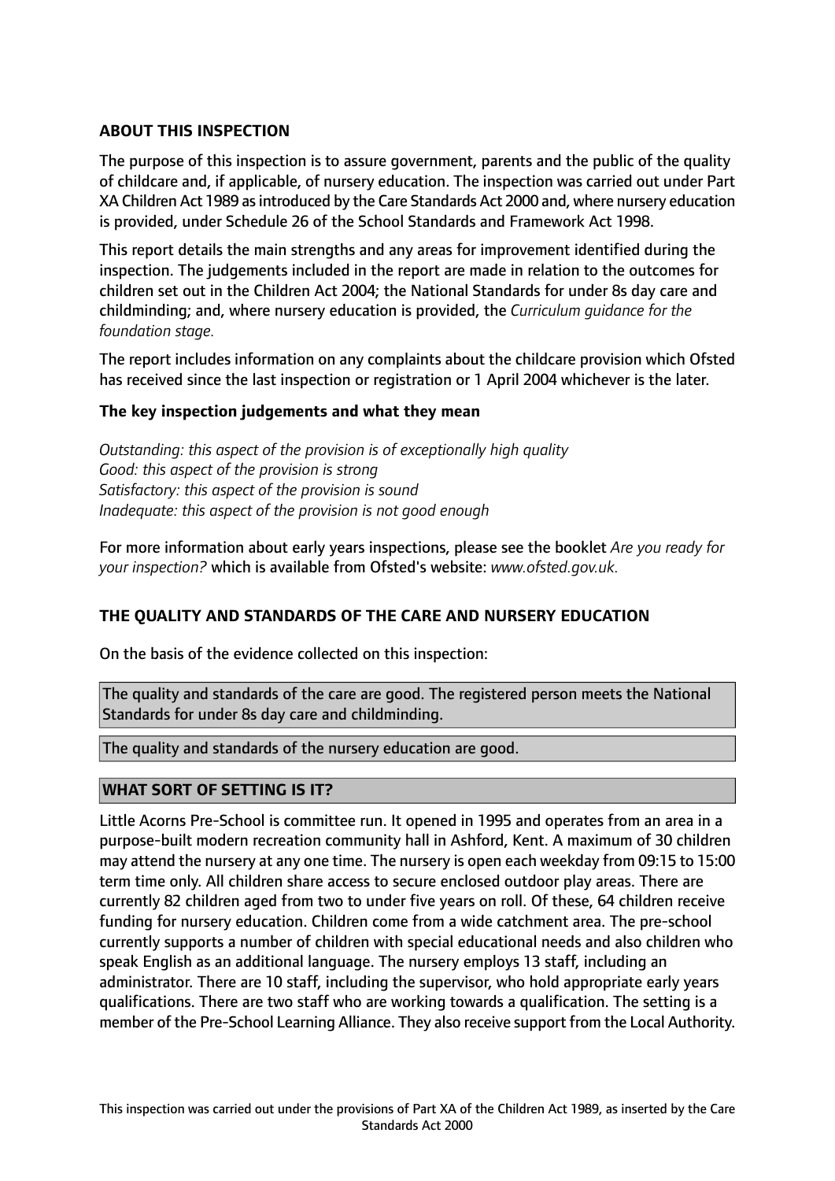## ABOUT THIS INSPECTION

The purpose of this inspection is to assure government, parents and the public of the quality of childcare and, if applicable, of nursery education. The inspection was carried out under Part XA Children Act 1989 as introduced by the Care Standards Act 2000 and, where nursery education is provided, under Schedule 26 of the School Standards and Framework Act 1998.

This report details the main strengths and any areas for improvement identified during the inspection. The judgements included in the report are made in relation to the outcomes for children set out in the Children Act 2004; the National Standards for under 8s day care and childminding; and, where nursery education is provided, the *Curriculum guidance for the foundation stage.*

The report includes information on any complaints about the childcare provision which Ofsted has received since the last inspection or registration or 1 April 2004 whichever is the later.

### The key inspection judgements and what they mean

*Outstanding: this aspect of the provision is of exceptionally high quality*
*Good: this aspect of the provision is strong*
*Satisfactory: this aspect of the provision is sound*
*Inadequate: this aspect of the provision is not good enough*

For more information about early years inspections, please see the booklet *Are you ready for your inspection?* which is available from Ofsted's website: *www.ofsted.gov.uk.*

## THE QUALITY AND STANDARDS OF THE CARE AND NURSERY EDUCATION

On the basis of the evidence collected on this inspection:

The quality and standards of the care are good. The registered person meets the National Standards for under 8s day care and childminding.

The quality and standards of the nursery education are good.

## WHAT SORT OF SETTING IS IT?

Little Acorns Pre-School is committee run. It opened in 1995 and operates from an area in a purpose-built modern recreation community hall in Ashford, Kent. A maximum of 30 children may attend the nursery at any one time. The nursery is open each weekday from 09:15 to 15:00 term time only. All children share access to secure enclosed outdoor play areas. There are currently 82 children aged from two to under five years on roll. Of these, 64 children receive funding for nursery education. Children come from a wide catchment area. The pre-school currently supports a number of children with special educational needs and also children who speak English as an additional language. The nursery employs 13 staff, including an administrator. There are 10 staff, including the supervisor, who hold appropriate early years qualifications. There are two staff who are working towards a qualification. The setting is a member of the Pre-School Learning Alliance. They also receive support from the Local Authority.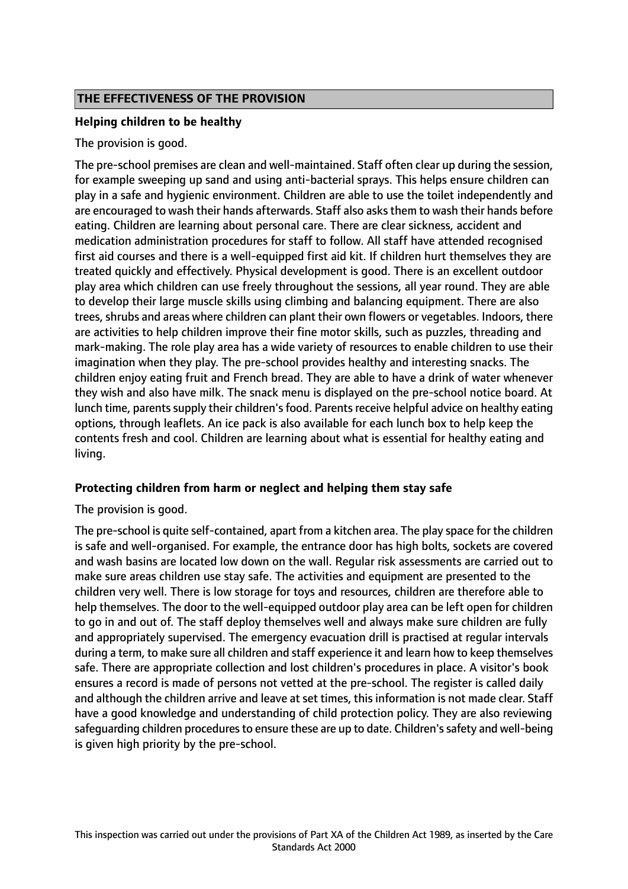## THE EFFECTIVENESS OF THE PROVISION

**Helping children to be healthy**

The provision is good.

The pre-school premises are clean and well-maintained. Staff often clear up during the session, for example sweeping up sand and using anti-bacterial sprays. This helps ensure children can play in a safe and hygienic environment. Children are able to use the toilet independently and are encouraged to wash their hands afterwards. Staff also asks them to wash their hands before eating. Children are learning about personal care. There are clear sickness, accident and medication administration procedures for staff to follow. All staff have attended recognised first aid courses and there is a well-equipped first aid kit. If children hurt themselves they are treated quickly and effectively. Physical development is good. There is an excellent outdoor play area which children can use freely throughout the sessions, all year round. They are able to develop their large muscle skills using climbing and balancing equipment. There are also trees, shrubs and areas where children can plant their own flowers or vegetables. Indoors, there are activities to help children improve their fine motor skills, such as puzzles, threading and mark-making. The role play area has a wide variety of resources to enable children to use their imagination when they play. The pre-school provides healthy and interesting snacks. The children enjoy eating fruit and French bread. They are able to have a drink of water whenever they wish and also have milk. The snack menu is displayed on the pre-school notice board. At lunch time, parents supply their children's food. Parents receive helpful advice on healthy eating options, through leaflets. An ice pack is also available for each lunch box to help keep the contents fresh and cool. Children are learning about what is essential for healthy eating and living.

**Protecting children from harm or neglect and helping them stay safe**

The provision is good.

The pre-school is quite self-contained, apart from a kitchen area. The play space for the children is safe and well-organised. For example, the entrance door has high bolts, sockets are covered and wash basins are located low down on the wall. Regular risk assessments are carried out to make sure areas children use stay safe. The activities and equipment are presented to the children very well. There is low storage for toys and resources, children are therefore able to help themselves. The door to the well-equipped outdoor play area can be left open for children to go in and out of. The staff deploy themselves well and always make sure children are fully and appropriately supervised. The emergency evacuation drill is practised at regular intervals during a term, to make sure all children and staff experience it and learn how to keep themselves safe. There are appropriate collection and lost children's procedures in place. A visitor's book ensures a record is made of persons not vetted at the pre-school. The register is called daily and although the children arrive and leave at set times, this information is not made clear. Staff have a good knowledge and understanding of child protection policy. They are also reviewing safeguarding children procedures to ensure these are up to date. Children's safety and well-being is given high priority by the pre-school.

This inspection was carried out under the provisions of Part XA of the Children Act 1989, as inserted by the Care Standards Act 2000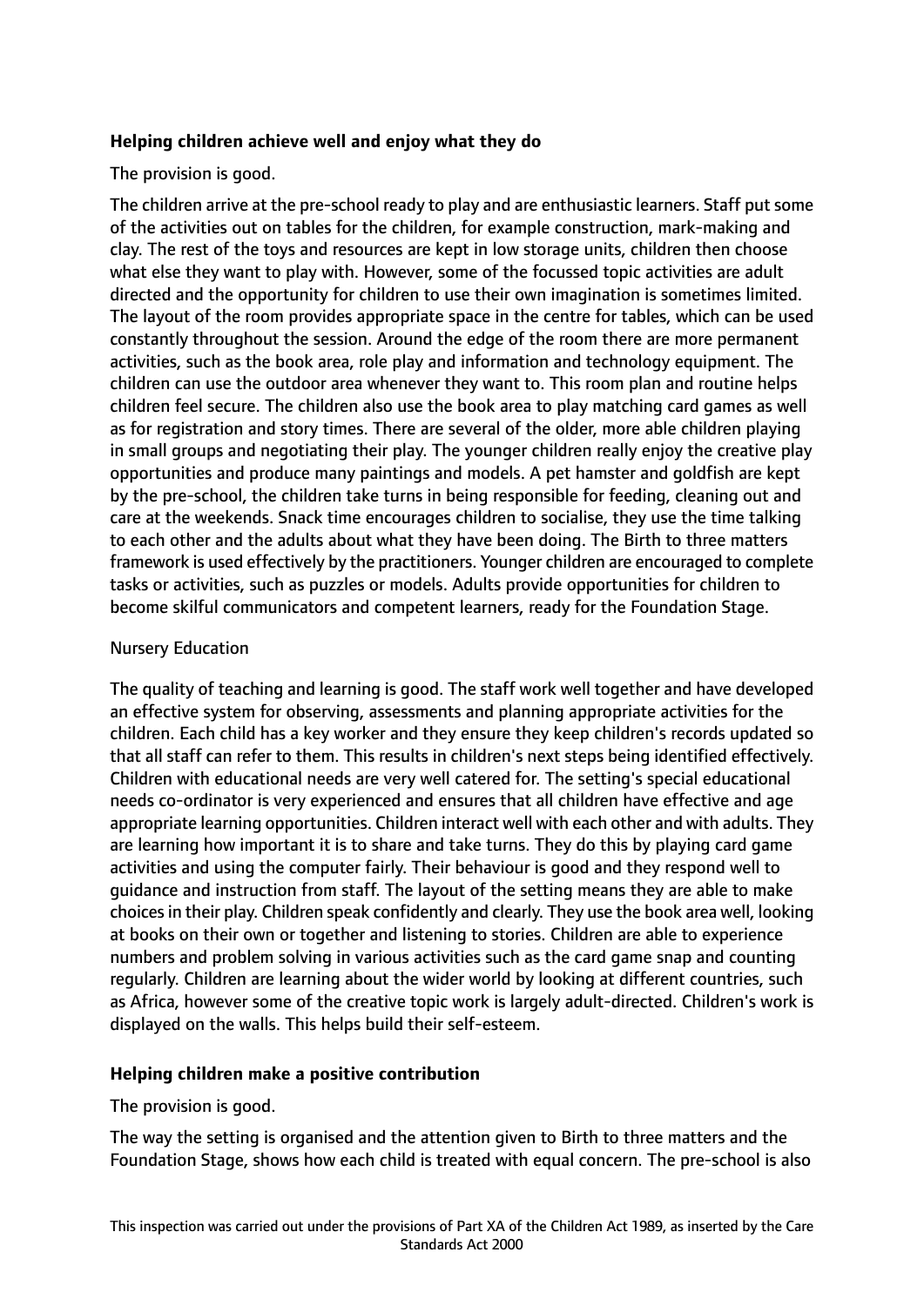**Helping children achieve well and enjoy what they do**

The provision is good.

The children arrive at the pre-school ready to play and are enthusiastic learners. Staff put some of the activities out on tables for the children, for example construction, mark-making and clay. The rest of the toys and resources are kept in low storage units, children then choose what else they want to play with. However, some of the focussed topic activities are adult directed and the opportunity for children to use their own imagination is sometimes limited. The layout of the room provides appropriate space in the centre for tables, which can be used constantly throughout the session. Around the edge of the room there are more permanent activities, such as the book area, role play and information and technology equipment. The children can use the outdoor area whenever they want to. This room plan and routine helps children feel secure. The children also use the book area to play matching card games as well as for registration and story times. There are several of the older, more able children playing in small groups and negotiating their play. The younger children really enjoy the creative play opportunities and produce many paintings and models. A pet hamster and goldfish are kept by the pre-school, the children take turns in being responsible for feeding, cleaning out and care at the weekends. Snack time encourages children to socialise, they use the time talking to each other and the adults about what they have been doing. The Birth to three matters framework is used effectively by the practitioners. Younger children are encouraged to complete tasks or activities, such as puzzles or models. Adults provide opportunities for children to become skilful communicators and competent learners, ready for the Foundation Stage.

Nursery Education

The quality of teaching and learning is good. The staff work well together and have developed an effective system for observing, assessments and planning appropriate activities for the children. Each child has a key worker and they ensure they keep children's records updated so that all staff can refer to them. This results in children's next steps being identified effectively. Children with educational needs are very well catered for. The setting's special educational needs co-ordinator is very experienced and ensures that all children have effective and age appropriate learning opportunities. Children interact well with each other and with adults. They are learning how important it is to share and take turns. They do this by playing card game activities and using the computer fairly. Their behaviour is good and they respond well to guidance and instruction from staff. The layout of the setting means they are able to make choices in their play. Children speak confidently and clearly. They use the book area well, looking at books on their own or together and listening to stories. Children are able to experience numbers and problem solving in various activities such as the card game snap and counting regularly. Children are learning about the wider world by looking at different countries, such as Africa, however some of the creative topic work is largely adult-directed. Children's work is displayed on the walls. This helps build their self-esteem.

**Helping children make a positive contribution**

The provision is good.

The way the setting is organised and the attention given to Birth to three matters and the Foundation Stage, shows how each child is treated with equal concern. The pre-school is also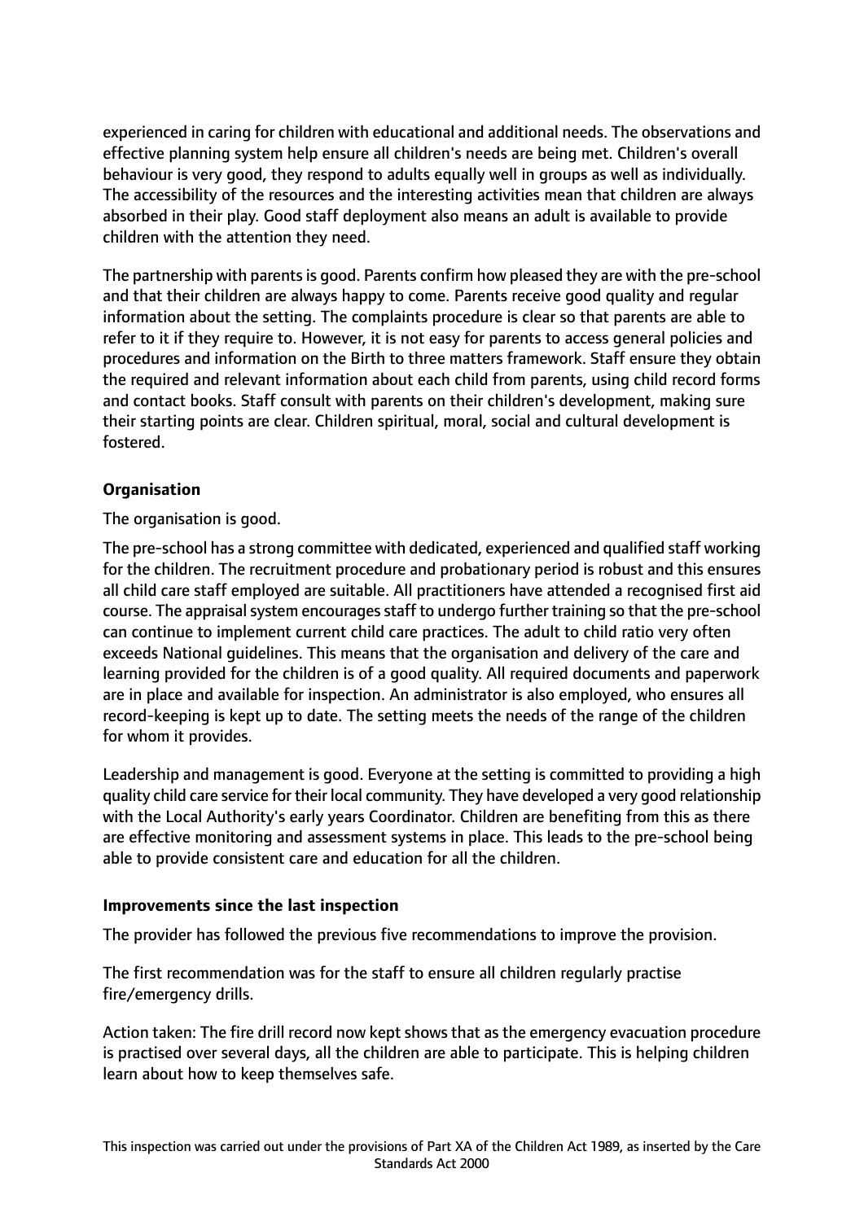experienced in caring for children with educational and additional needs. The observations and effective planning system help ensure all children's needs are being met. Children's overall behaviour is very good, they respond to adults equally well in groups as well as individually. The accessibility of the resources and the interesting activities mean that children are always absorbed in their play. Good staff deployment also means an adult is available to provide children with the attention they need.

The partnership with parents is good. Parents confirm how pleased they are with the pre-school and that their children are always happy to come. Parents receive good quality and regular information about the setting. The complaints procedure is clear so that parents are able to refer to it if they require to. However, it is not easy for parents to access general policies and procedures and information on the Birth to three matters framework. Staff ensure they obtain the required and relevant information about each child from parents, using child record forms and contact books. Staff consult with parents on their children's development, making sure their starting points are clear. Children spiritual, moral, social and cultural development is fostered.

**Organisation**

The organisation is good.

The pre-school has a strong committee with dedicated, experienced and qualified staff working for the children. The recruitment procedure and probationary period is robust and this ensures all child care staff employed are suitable. All practitioners have attended a recognised first aid course. The appraisal system encourages staff to undergo further training so that the pre-school can continue to implement current child care practices. The adult to child ratio very often exceeds National guidelines. This means that the organisation and delivery of the care and learning provided for the children is of a good quality. All required documents and paperwork are in place and available for inspection. An administrator is also employed, who ensures all record-keeping is kept up to date. The setting meets the needs of the range of the children for whom it provides.

Leadership and management is good. Everyone at the setting is committed to providing a high quality child care service for their local community. They have developed a very good relationship with the Local Authority's early years Coordinator. Children are benefiting from this as there are effective monitoring and assessment systems in place. This leads to the pre-school being able to provide consistent care and education for all the children.

**Improvements since the last inspection**

The provider has followed the previous five recommendations to improve the provision.

The first recommendation was for the staff to ensure all children regularly practise fire/emergency drills.

Action taken: The fire drill record now kept shows that as the emergency evacuation procedure is practised over several days, all the children are able to participate. This is helping children learn about how to keep themselves safe.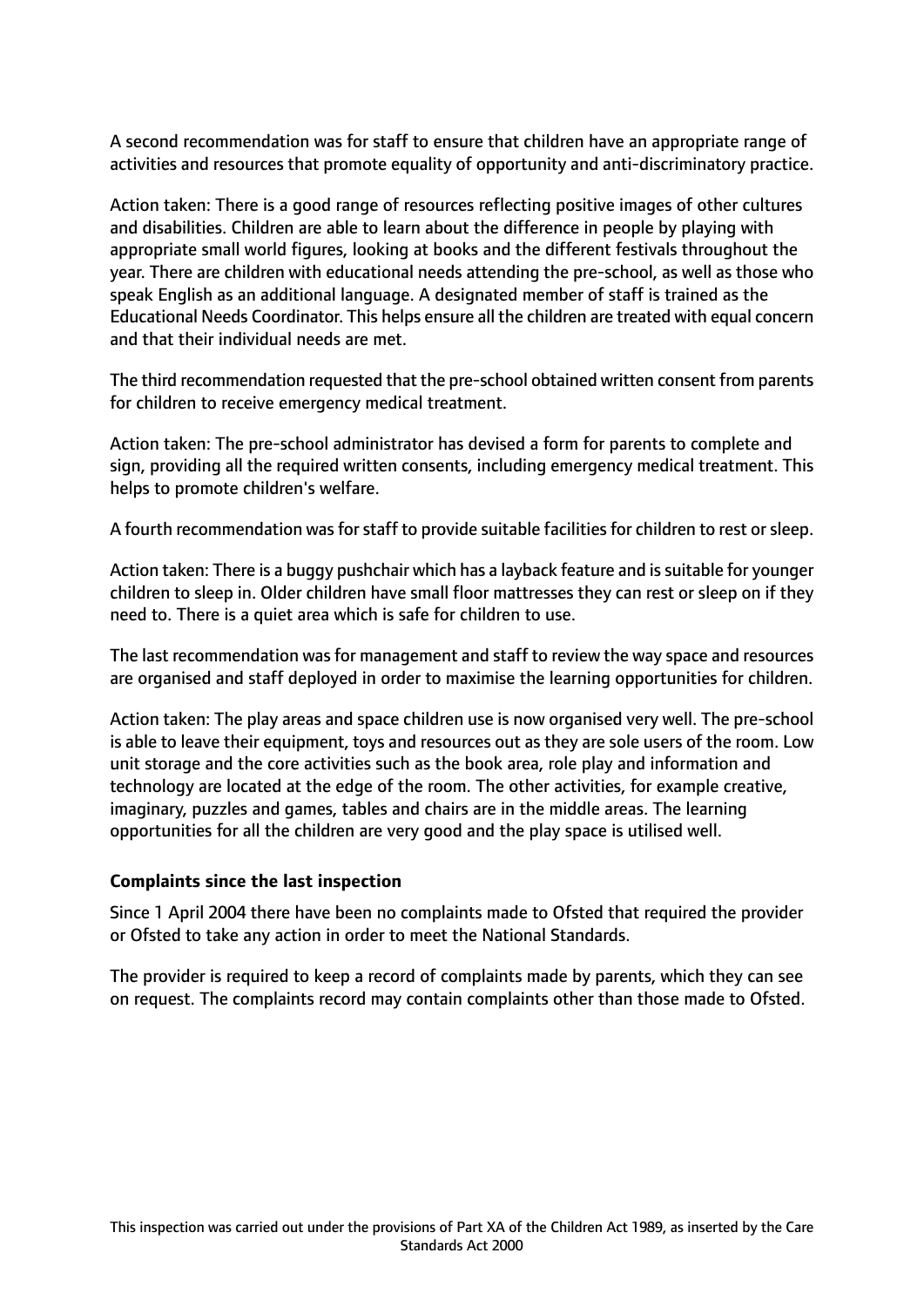A second recommendation was for staff to ensure that children have an appropriate range of activities and resources that promote equality of opportunity and anti-discriminatory practice.

Action taken: There is a good range of resources reflecting positive images of other cultures and disabilities. Children are able to learn about the difference in people by playing with appropriate small world figures, looking at books and the different festivals throughout the year. There are children with educational needs attending the pre-school, as well as those who speak English as an additional language. A designated member of staff is trained as the Educational Needs Coordinator. This helps ensure all the children are treated with equal concern and that their individual needs are met.

The third recommendation requested that the pre-school obtained written consent from parents for children to receive emergency medical treatment.

Action taken: The pre-school administrator has devised a form for parents to complete and sign, providing all the required written consents, including emergency medical treatment. This helps to promote children's welfare.

A fourth recommendation was for staff to provide suitable facilities for children to rest or sleep.

Action taken: There is a buggy pushchair which has a layback feature and is suitable for younger children to sleep in. Older children have small floor mattresses they can rest or sleep on if they need to. There is a quiet area which is safe for children to use.

The last recommendation was for management and staff to review the way space and resources are organised and staff deployed in order to maximise the learning opportunities for children.

Action taken: The play areas and space children use is now organised very well. The pre-school is able to leave their equipment, toys and resources out as they are sole users of the room. Low unit storage and the core activities such as the book area, role play and information and technology are located at the edge of the room. The other activities, for example creative, imaginary, puzzles and games, tables and chairs are in the middle areas. The learning opportunities for all the children are very good and the play space is utilised well.

**Complaints since the last inspection**

Since 1 April 2004 there have been no complaints made to Ofsted that required the provider or Ofsted to take any action in order to meet the National Standards.

The provider is required to keep a record of complaints made by parents, which they can see on request. The complaints record may contain complaints other than those made to Ofsted.

This inspection was carried out under the provisions of Part XA of the Children Act 1989, as inserted by the Care Standards Act 2000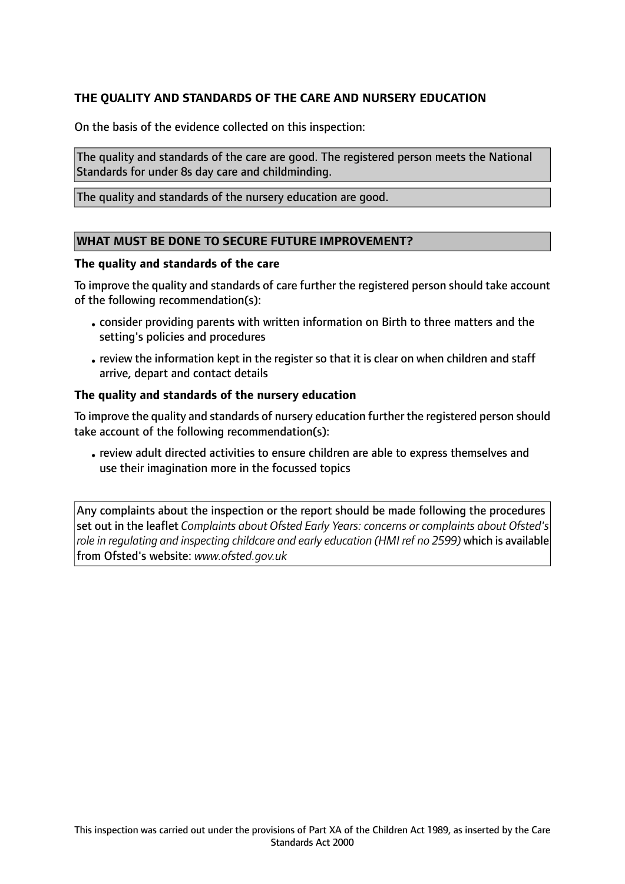## THE QUALITY AND STANDARDS OF THE CARE AND NURSERY EDUCATION

On the basis of the evidence collected on this inspection:

The quality and standards of the care are good. The registered person meets the National Standards for under 8s day care and childminding.

The quality and standards of the nursery education are good.

## WHAT MUST BE DONE TO SECURE FUTURE IMPROVEMENT?

### The quality and standards of the care

To improve the quality and standards of care further the registered person should take account of the following recommendation(s):

- consider providing parents with written information on Birth to three matters and the setting's policies and procedures
- review the information kept in the register so that it is clear on when children and staff arrive, depart and contact details

### The quality and standards of the nursery education

To improve the quality and standards of nursery education further the registered person should take account of the following recommendation(s):

- review adult directed activities to ensure children are able to express themselves and use their imagination more in the focussed topics

Any complaints about the inspection or the report should be made following the procedures set out in the leaflet *Complaints about Ofsted Early Years: concerns or complaints about Ofsted's role in regulating and inspecting childcare and early education (HMI ref no 2599)* which is available from Ofsted's website: *www.ofsted.gov.uk*

This inspection was carried out under the provisions of Part XA of the Children Act 1989, as inserted by the Care Standards Act 2000